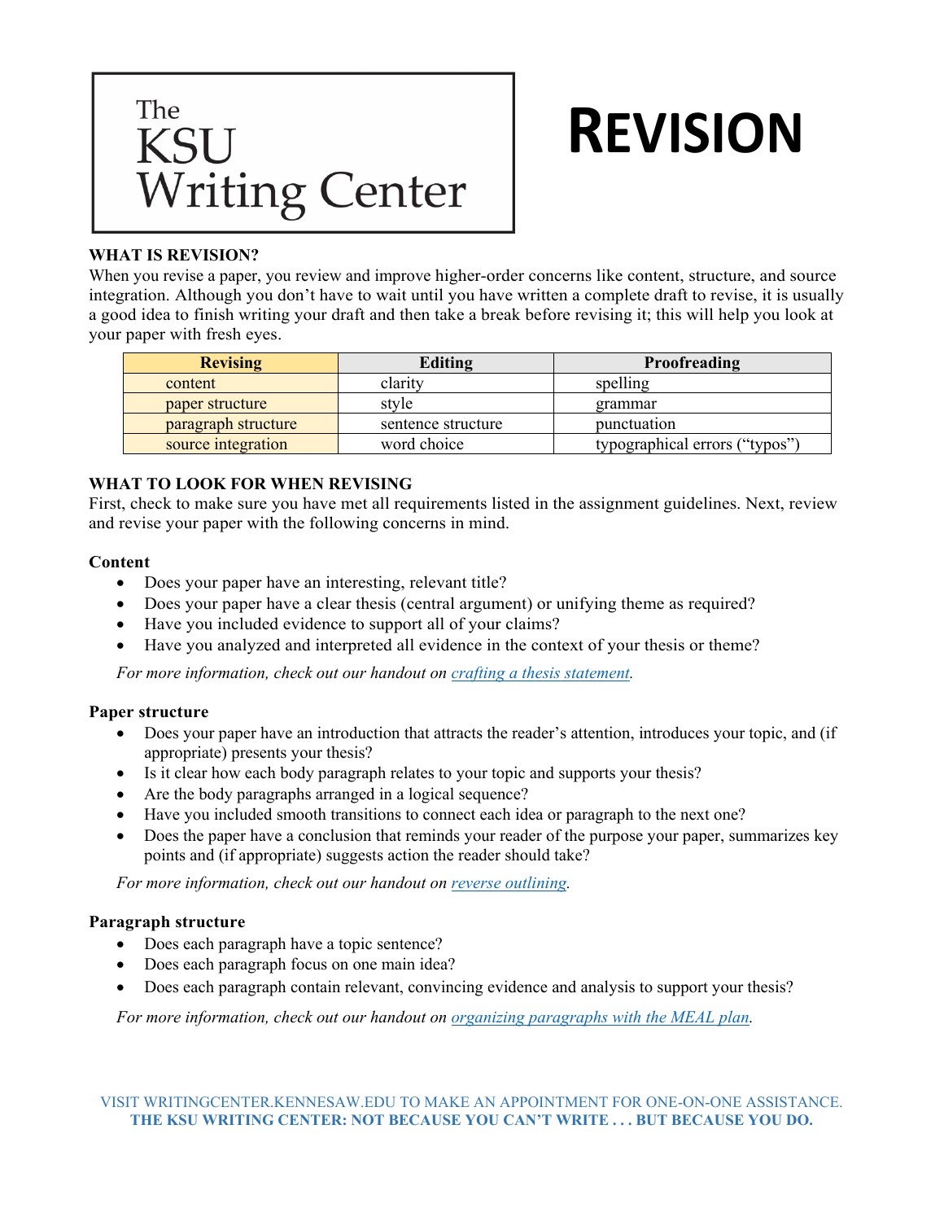The KSU Writing Center

# REVISION

## WHAT IS REVISION?

When you revise a paper, you review and improve higher-order concerns like content, structure, and source integration. Although you don't have to wait until you have written a complete draft to revise, it is usually a good idea to finish writing your draft and then take a break before revising it; this will help you look at your paper with fresh eyes.

| Revising | Editing | Proofreading |
| --- | --- | --- |
| content | clarity | spelling |
| paper structure | style | grammar |
| paragraph structure | sentence structure | punctuation |
| source integration | word choice | typographical errors ("typos") |

## WHAT TO LOOK FOR WHEN REVISING

First, check to make sure you have met all requirements listed in the assignment guidelines. Next, review and revise your paper with the following concerns in mind.

### Content

- Does your paper have an interesting, relevant title?
- Does your paper have a clear thesis (central argument) or unifying theme as required?
- Have you included evidence to support all of your claims?
- Have you analyzed and interpreted all evidence in the context of your thesis or theme?

*For more information, check out our handout on crafting a thesis statement.*

### Paper structure

- Does your paper have an introduction that attracts the reader's attention, introduces your topic, and (if appropriate) presents your thesis?
- Is it clear how each body paragraph relates to your topic and supports your thesis?
- Are the body paragraphs arranged in a logical sequence?
- Have you included smooth transitions to connect each idea or paragraph to the next one?
- Does the paper have a conclusion that reminds your reader of the purpose your paper, summarizes key points and (if appropriate) suggests action the reader should take?

*For more information, check out our handout on reverse outlining.*

### Paragraph structure

- Does each paragraph have a topic sentence?
- Does each paragraph focus on one main idea?
- Does each paragraph contain relevant, convincing evidence and analysis to support your thesis?

*For more information, check out our handout on organizing paragraphs with the MEAL plan.*

VISIT WRITINGCENTER.KENNESAW.EDU TO MAKE AN APPOINTMENT FOR ONE-ON-ONE ASSISTANCE.
**THE KSU WRITING CENTER: NOT BECAUSE YOU CAN'T WRITE . . . BUT BECAUSE YOU DO.**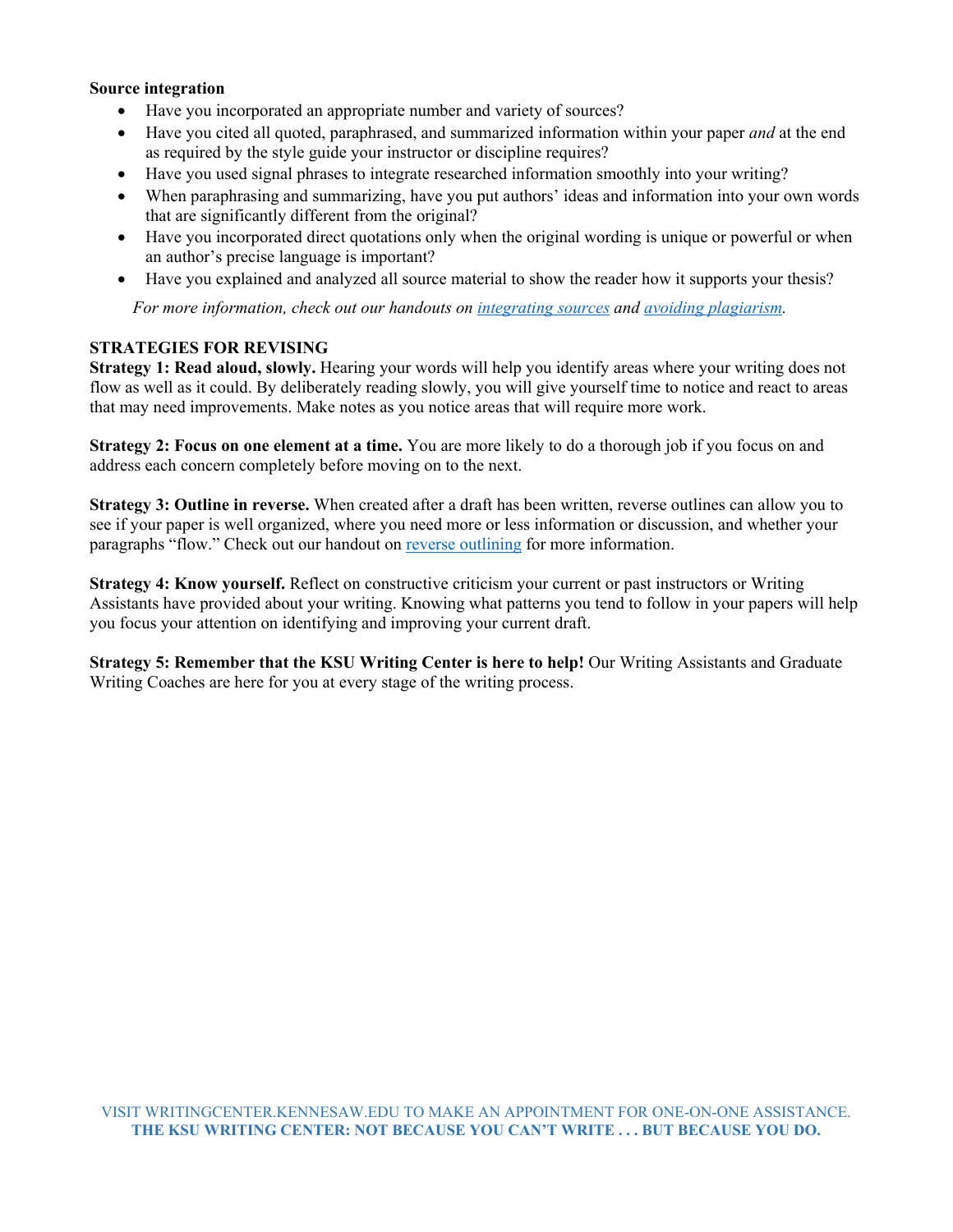**Source integration**

- Have you incorporated an appropriate number and variety of sources?
- Have you cited all quoted, paraphrased, and summarized information within your paper *and* at the end as required by the style guide your instructor or discipline requires?
- Have you used signal phrases to integrate researched information smoothly into your writing?
- When paraphrasing and summarizing, have you put authors' ideas and information into your own words that are significantly different from the original?
- Have you incorporated direct quotations only when the original wording is unique or powerful or when an author's precise language is important?
- Have you explained and analyzed all source material to show the reader how it supports your thesis?

*For more information, check out our handouts on integrating sources and avoiding plagiarism.*

## STRATEGIES FOR REVISING

**Strategy 1: Read aloud, slowly.** Hearing your words will help you identify areas where your writing does not flow as well as it could. By deliberately reading slowly, you will give yourself time to notice and react to areas that may need improvements. Make notes as you notice areas that will require more work.

**Strategy 2: Focus on one element at a time.** You are more likely to do a thorough job if you focus on and address each concern completely before moving on to the next.

**Strategy 3: Outline in reverse.** When created after a draft has been written, reverse outlines can allow you to see if your paper is well organized, where you need more or less information or discussion, and whether your paragraphs "flow." Check out our handout on reverse outlining for more information.

**Strategy 4: Know yourself.** Reflect on constructive criticism your current or past instructors or Writing Assistants have provided about your writing. Knowing what patterns you tend to follow in your papers will help you focus your attention on identifying and improving your current draft.

**Strategy 5: Remember that the KSU Writing Center is here to help!** Our Writing Assistants and Graduate Writing Coaches are here for you at every stage of the writing process.

VISIT WRITINGCENTER.KENNESAW.EDU TO MAKE AN APPOINTMENT FOR ONE-ON-ONE ASSISTANCE.
**THE KSU WRITING CENTER: NOT BECAUSE YOU CAN'T WRITE . . . BUT BECAUSE YOU DO.**